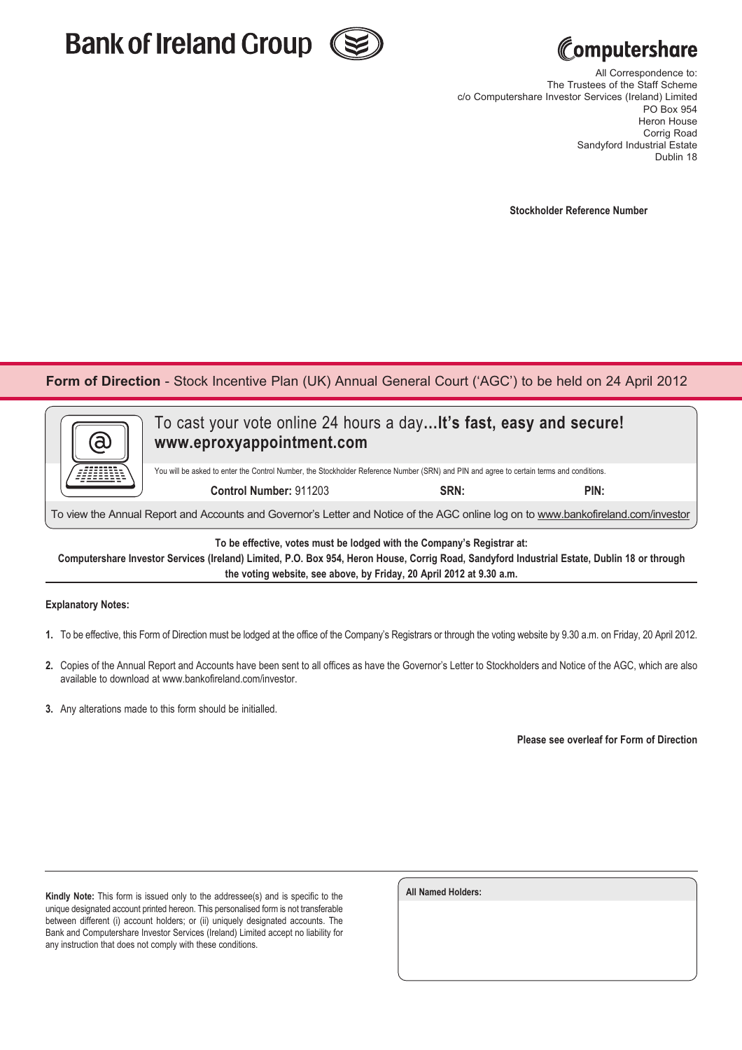Bank of Ireland Group

Computershare

All Correspondence to:
The Trustees of the Staff Scheme
c/o Computershare Investor Services (Ireland) Limited
PO Box 954
Heron House
Corrig Road
Sandyford Industrial Estate
Dublin 18

**Stockholder Reference Number**

## **Form of Direction** - Stock Incentive Plan (UK) Annual General Court ('AGC') to be held on 24 April 2012

To cast your vote online 24 hours a day...**It's fast, easy and secure!**
**www.eproxyappointment.com**

You will be asked to enter the Control Number, the Stockholder Reference Number (SRN) and PIN and agree to certain terms and conditions.

**Control Number:** 911203 **SRN:** **PIN:**

To view the Annual Report and Accounts and Governor's Letter and Notice of the AGC online log on to www.bankofireland.com/investor

**To be effective, votes must be lodged with the Company's Registrar at:**
**Computershare Investor Services (Ireland) Limited, P.O. Box 954, Heron House, Corrig Road, Sandyford Industrial Estate, Dublin 18 or through the voting website, see above, by Friday, 20 April 2012 at 9.30 a.m.**

**Explanatory Notes:**

1. To be effective, this Form of Direction must be lodged at the office of the Company's Registrars or through the voting website by 9.30 a.m. on Friday, 20 April 2012.
2. Copies of the Annual Report and Accounts have been sent to all offices as have the Governor's Letter to Stockholders and Notice of the AGC, which are also available to download at www.bankofireland.com/investor.
3. Any alterations made to this form should be initialled.

**Please see overleaf for Form of Direction**

**Kindly Note:** This form is issued only to the addressee(s) and is specific to the unique designated account printed hereon. This personalised form is not transferable between different (i) account holders; or (ii) uniquely designated accounts. The Bank and Computershare Investor Services (Ireland) Limited accept no liability for any instruction that does not comply with these conditions.

**All Named Holders:**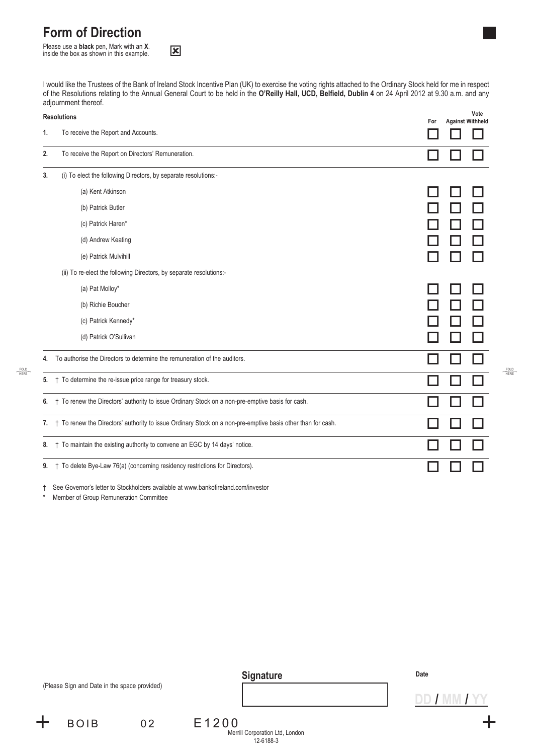# Form of Direction

Please use a **black** pen, Mark with an **X**. inside the box as shown in this example. ☒

I would like the Trustees of the Bank of Ireland Stock Incentive Plan (UK) to exercise the voting rights attached to the Ordinary Stock held for me in respect of the Resolutions relating to the Annual General Court to be held in the **O'Reilly Hall, UCD, Belfield, Dublin 4** on 24 April 2012 at 9.30 a.m. and any adjournment thereof.

| | Resolutions | For | Against | Vote Withheld |
|---|---|---|---|---|
| 1. | To receive the Report and Accounts. | ☐ | ☐ | ☐ |
| 2. | To receive the Report on Directors' Remuneration. | ☐ | ☐ | ☐ |
| 3. | (i) To elect the following Directors, by separate resolutions:- | | | |
| | (a) Kent Atkinson | ☐ | ☐ | ☐ |
| | (b) Patrick Butler | ☐ | ☐ | ☐ |
| | (c) Patrick Haren* | ☐ | ☐ | ☐ |
| | (d) Andrew Keating | ☐ | ☐ | ☐ |
| | (e) Patrick Mulvihill | ☐ | ☐ | ☐ |
| | (ii) To re-elect the following Directors, by separate resolutions:- | | | |
| | (a) Pat Molloy* | ☐ | ☐ | ☐ |
| | (b) Richie Boucher | ☐ | ☐ | ☐ |
| | (c) Patrick Kennedy* | ☐ | ☐ | ☐ |
| | (d) Patrick O'Sullivan | ☐ | ☐ | ☐ |
| 4. | To authorise the Directors to determine the remuneration of the auditors. | ☐ | ☐ | ☐ |
| 5. | † To determine the re-issue price range for treasury stock. | ☐ | ☐ | ☐ |
| 6. | † To renew the Directors' authority to issue Ordinary Stock on a non-pre-emptive basis for cash. | ☐ | ☐ | ☐ |
| 7. | † To renew the Directors' authority to issue Ordinary Stock on a non-pre-emptive basis other than for cash. | ☐ | ☐ | ☐ |
| 8. | † To maintain the existing authority to convene an EGC by 14 days' notice. | ☐ | ☐ | ☐ |
| 9. | † To delete Bye-Law 76(a) (concerning residency restrictions for Directors). | ☐ | ☐ | ☐ |

† See Governor's letter to Stockholders available at www.bankofireland.com/investor

\* Member of Group Remuneration Committee

(Please Sign and Date in the space provided)

**Signature**

**Date**

DD / MM / YY

BOIB 02 E1200

Merrill Corporation Ltd, London 12-6188-3